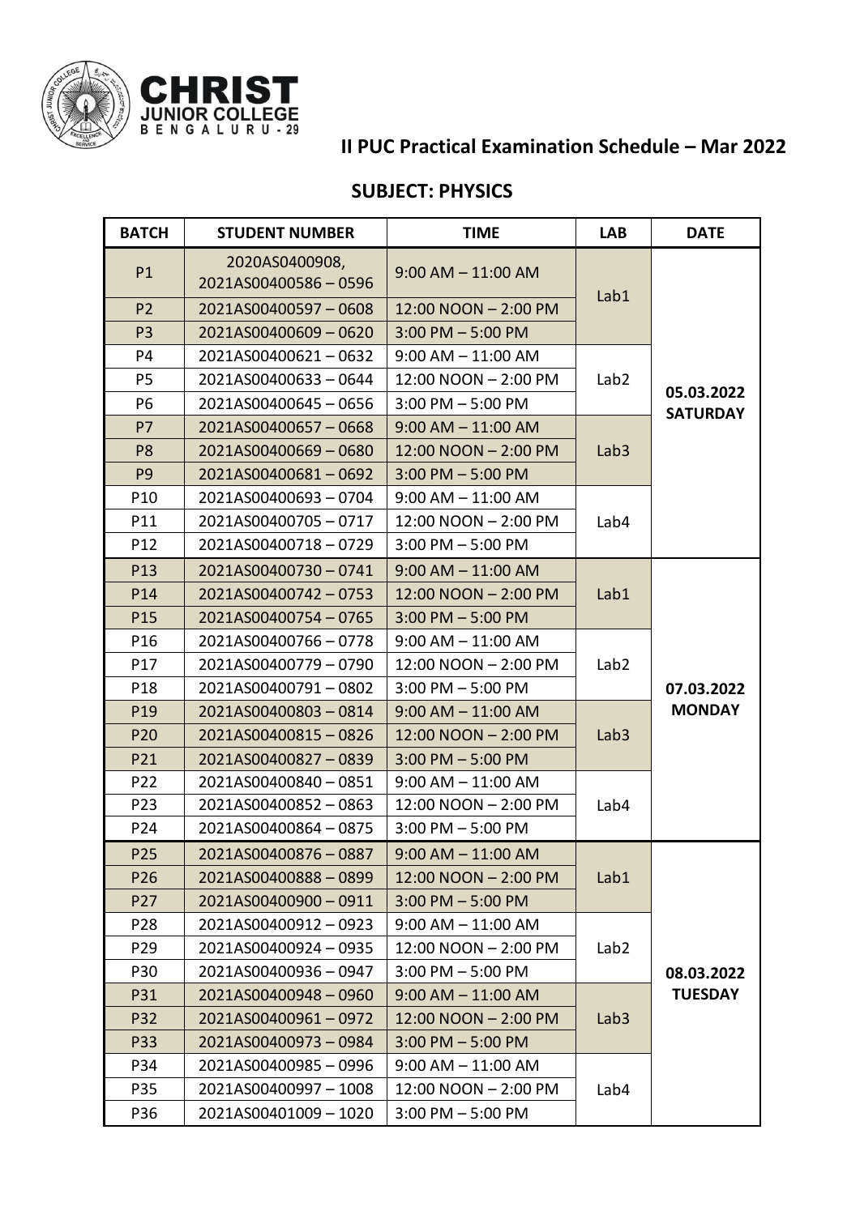CHRIST JUNIOR COLLEGE BENGALURU - 29

## II PUC Practical Examination Schedule – Mar 2022

### SUBJECT: PHYSICS

| BATCH | STUDENT NUMBER | TIME | LAB | DATE |
|---|---|---|---|---|
| P1 | 2020AS0400908, 2021AS00400586 – 0596 | 9:00 AM – 11:00 AM | Lab1 | 05.03.2022 SATURDAY |
| P2 | 2021AS00400597 – 0608 | 12:00 NOON – 2:00 PM | | |
| P3 | 2021AS00400609 – 0620 | 3:00 PM – 5:00 PM | | |
| P4 | 2021AS00400621 – 0632 | 9:00 AM – 11:00 AM | Lab2 | |
| P5 | 2021AS00400633 – 0644 | 12:00 NOON – 2:00 PM | | |
| P6 | 2021AS00400645 – 0656 | 3:00 PM – 5:00 PM | | |
| P7 | 2021AS00400657 – 0668 | 9:00 AM – 11:00 AM | Lab3 | |
| P8 | 2021AS00400669 – 0680 | 12:00 NOON – 2:00 PM | | |
| P9 | 2021AS00400681 – 0692 | 3:00 PM – 5:00 PM | | |
| P10 | 2021AS00400693 – 0704 | 9:00 AM – 11:00 AM | Lab4 | |
| P11 | 2021AS00400705 – 0717 | 12:00 NOON – 2:00 PM | | |
| P12 | 2021AS00400718 – 0729 | 3:00 PM – 5:00 PM | | |
| P13 | 2021AS00400730 – 0741 | 9:00 AM – 11:00 AM | Lab1 | 07.03.2022 MONDAY |
| P14 | 2021AS00400742 – 0753 | 12:00 NOON – 2:00 PM | | |
| P15 | 2021AS00400754 – 0765 | 3:00 PM – 5:00 PM | | |
| P16 | 2021AS00400766 – 0778 | 9:00 AM – 11:00 AM | Lab2 | |
| P17 | 2021AS00400779 – 0790 | 12:00 NOON – 2:00 PM | | |
| P18 | 2021AS00400791 – 0802 | 3:00 PM – 5:00 PM | | |
| P19 | 2021AS00400803 – 0814 | 9:00 AM – 11:00 AM | Lab3 | |
| P20 | 2021AS00400815 – 0826 | 12:00 NOON – 2:00 PM | | |
| P21 | 2021AS00400827 – 0839 | 3:00 PM – 5:00 PM | | |
| P22 | 2021AS00400840 – 0851 | 9:00 AM – 11:00 AM | Lab4 | |
| P23 | 2021AS00400852 – 0863 | 12:00 NOON – 2:00 PM | | |
| P24 | 2021AS00400864 – 0875 | 3:00 PM – 5:00 PM | | |
| P25 | 2021AS00400876 – 0887 | 9:00 AM – 11:00 AM | Lab1 | 08.03.2022 TUESDAY |
| P26 | 2021AS00400888 – 0899 | 12:00 NOON – 2:00 PM | | |
| P27 | 2021AS00400900 – 0911 | 3:00 PM – 5:00 PM | | |
| P28 | 2021AS00400912 – 0923 | 9:00 AM – 11:00 AM | Lab2 | |
| P29 | 2021AS00400924 – 0935 | 12:00 NOON – 2:00 PM | | |
| P30 | 2021AS00400936 – 0947 | 3:00 PM – 5:00 PM | | |
| P31 | 2021AS00400948 – 0960 | 9:00 AM – 11:00 AM | Lab3 | |
| P32 | 2021AS00400961 – 0972 | 12:00 NOON – 2:00 PM | | |
| P33 | 2021AS00400973 – 0984 | 3:00 PM – 5:00 PM | | |
| P34 | 2021AS00400985 – 0996 | 9:00 AM – 11:00 AM | Lab4 | |
| P35 | 2021AS00400997 – 1008 | 12:00 NOON – 2:00 PM | | |
| P36 | 2021AS00401009 – 1020 | 3:00 PM – 5:00 PM | | |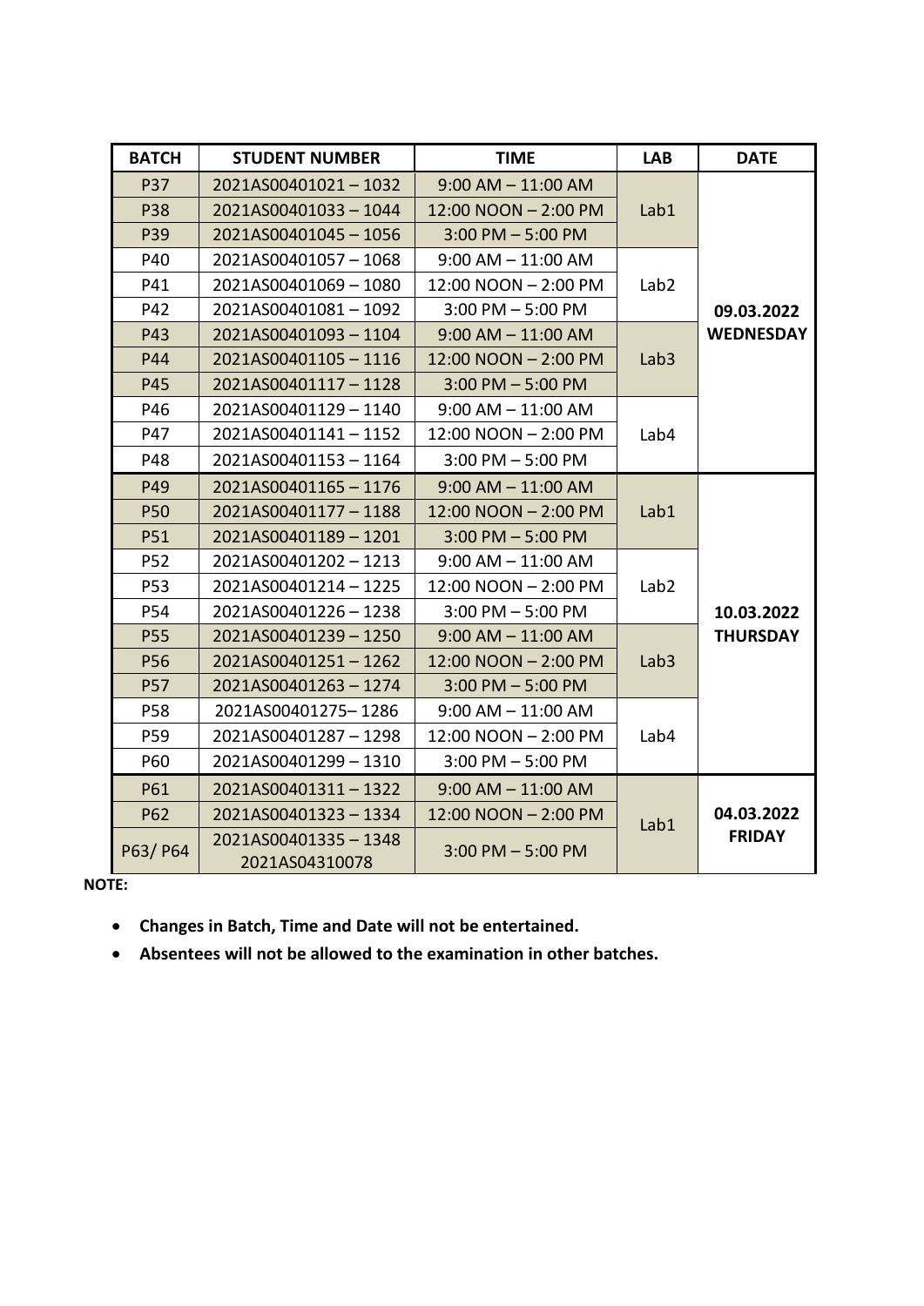| BATCH | STUDENT NUMBER | TIME | LAB | DATE |
|---|---|---|---|---|
| P37 | 2021AS00401021 – 1032 | 9:00 AM – 11:00 AM | Lab1 | 09.03.2022 WEDNESDAY |
| P38 | 2021AS00401033 – 1044 | 12:00 NOON – 2:00 PM | | |
| P39 | 2021AS00401045 – 1056 | 3:00 PM – 5:00 PM | | |
| P40 | 2021AS00401057 – 1068 | 9:00 AM – 11:00 AM | Lab2 | |
| P41 | 2021AS00401069 – 1080 | 12:00 NOON – 2:00 PM | | |
| P42 | 2021AS00401081 – 1092 | 3:00 PM – 5:00 PM | | |
| P43 | 2021AS00401093 – 1104 | 9:00 AM – 11:00 AM | Lab3 | |
| P44 | 2021AS00401105 – 1116 | 12:00 NOON – 2:00 PM | | |
| P45 | 2021AS00401117 – 1128 | 3:00 PM – 5:00 PM | | |
| P46 | 2021AS00401129 – 1140 | 9:00 AM – 11:00 AM | Lab4 | |
| P47 | 2021AS00401141 – 1152 | 12:00 NOON – 2:00 PM | | |
| P48 | 2021AS00401153 – 1164 | 3:00 PM – 5:00 PM | | |
| P49 | 2021AS00401165 – 1176 | 9:00 AM – 11:00 AM | Lab1 | 10.03.2022 THURSDAY |
| P50 | 2021AS00401177 – 1188 | 12:00 NOON – 2:00 PM | | |
| P51 | 2021AS00401189 – 1201 | 3:00 PM – 5:00 PM | | |
| P52 | 2021AS00401202 – 1213 | 9:00 AM – 11:00 AM | Lab2 | |
| P53 | 2021AS00401214 – 1225 | 12:00 NOON – 2:00 PM | | |
| P54 | 2021AS00401226 – 1238 | 3:00 PM – 5:00 PM | | |
| P55 | 2021AS00401239 – 1250 | 9:00 AM – 11:00 AM | Lab3 | |
| P56 | 2021AS00401251 – 1262 | 12:00 NOON – 2:00 PM | | |
| P57 | 2021AS00401263 – 1274 | 3:00 PM – 5:00 PM | | |
| P58 | 2021AS00401275– 1286 | 9:00 AM – 11:00 AM | Lab4 | |
| P59 | 2021AS00401287 – 1298 | 12:00 NOON – 2:00 PM | | |
| P60 | 2021AS00401299 – 1310 | 3:00 PM – 5:00 PM | | |
| P61 | 2021AS00401311 – 1322 | 9:00 AM – 11:00 AM | Lab1 | 04.03.2022 FRIDAY |
| P62 | 2021AS00401323 – 1334 | 12:00 NOON – 2:00 PM | | |
| P63/ P64 | 2021AS00401335 – 1348 2021AS04310078 | 3:00 PM – 5:00 PM | | |

**NOTE:**

- **Changes in Batch, Time and Date will not be entertained.**
- **Absentees will not be allowed to the examination in other batches.**